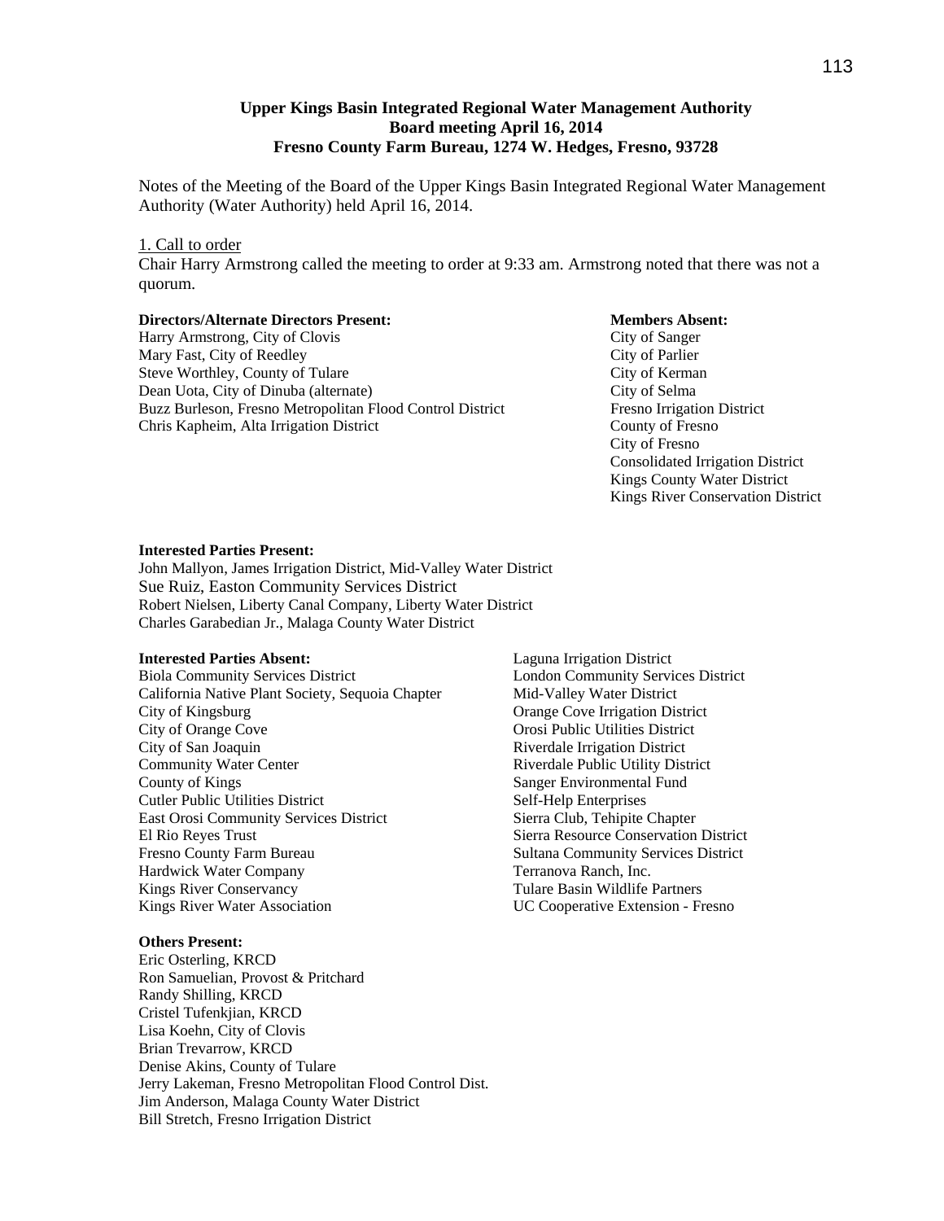**Upper Kings Basin Integrated Regional Water Management Authority**
**Board meeting April 16, 2014**
**Fresno County Farm Bureau, 1274 W. Hedges, Fresno, 93728**

Notes of the Meeting of the Board of the Upper Kings Basin Integrated Regional Water Management Authority (Water Authority) held April 16, 2014.

1. Call to order

Chair Harry Armstrong called the meeting to order at 9:33 am. Armstrong noted that there was not a quorum.

**Directors/Alternate Directors Present:**

Harry Armstrong, City of Clovis
Mary Fast, City of Reedley
Steve Worthley, County of Tulare
Dean Uota, City of Dinuba (alternate)
Buzz Burleson, Fresno Metropolitan Flood Control District
Chris Kapheim, Alta Irrigation District

**Members Absent:**

City of Sanger
City of Parlier
City of Kerman
City of Selma
Fresno Irrigation District
County of Fresno
City of Fresno
Consolidated Irrigation District
Kings County Water District
Kings River Conservation District

**Interested Parties Present:**

John Mallyon, James Irrigation District, Mid-Valley Water District
Sue Ruiz, Easton Community Services District
Robert Nielsen, Liberty Canal Company, Liberty Water District
Charles Garabedian Jr., Malaga County Water District

**Interested Parties Absent:**

Biola Community Services District
California Native Plant Society, Sequoia Chapter
City of Kingsburg
City of Orange Cove
City of San Joaquin
Community Water Center
County of Kings
Cutler Public Utilities District
East Orosi Community Services District
El Rio Reyes Trust
Fresno County Farm Bureau
Hardwick Water Company
Kings River Conservancy
Kings River Water Association
Laguna Irrigation District
London Community Services District
Mid-Valley Water District
Orange Cove Irrigation District
Orosi Public Utilities District
Riverdale Irrigation District
Riverdale Public Utility District
Sanger Environmental Fund
Self-Help Enterprises
Sierra Club, Tehipite Chapter
Sierra Resource Conservation District
Sultana Community Services District
Terranova Ranch, Inc.
Tulare Basin Wildlife Partners
UC Cooperative Extension - Fresno

**Others Present:**

Eric Osterling, KRCD
Ron Samuelian, Provost & Pritchard
Randy Shilling, KRCD
Cristel Tufenkjian, KRCD
Lisa Koehn, City of Clovis
Brian Trevarrow, KRCD
Denise Akins, County of Tulare
Jerry Lakeman, Fresno Metropolitan Flood Control Dist.
Jim Anderson, Malaga County Water District
Bill Stretch, Fresno Irrigation District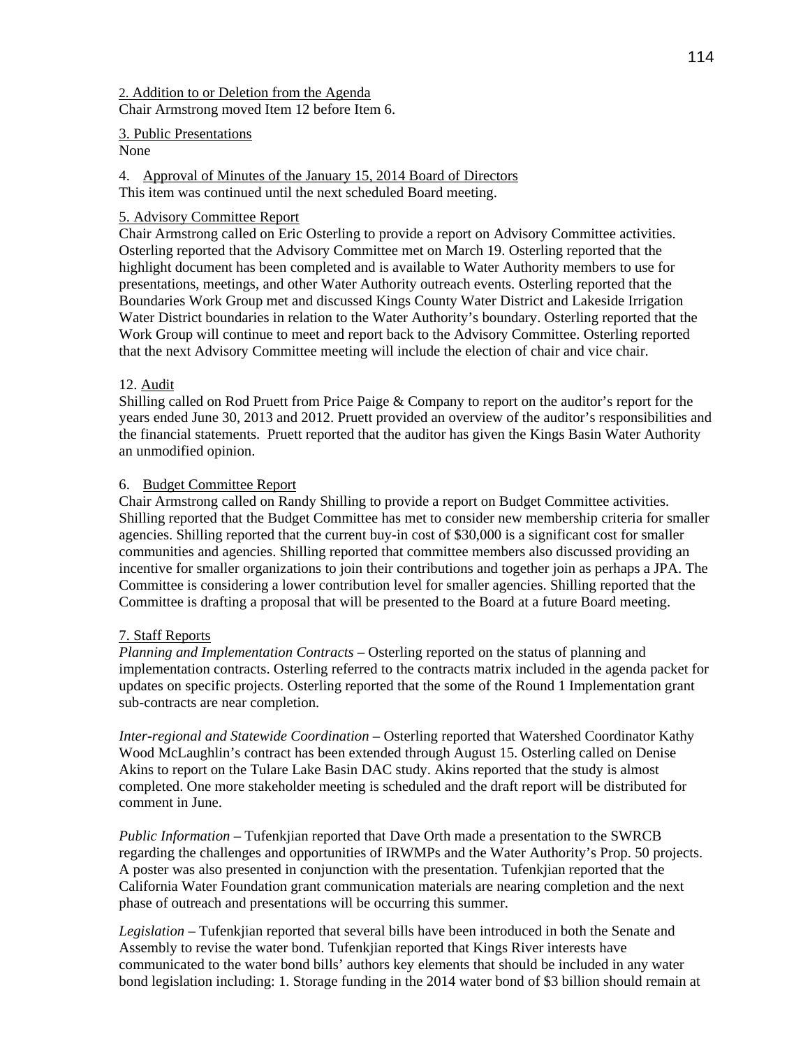2. Addition to or Deletion from the Agenda
Chair Armstrong moved Item 12 before Item 6.

3. Public Presentations
None

4. Approval of Minutes of the January 15, 2014 Board of Directors
This item was continued until the next scheduled Board meeting.

5. Advisory Committee Report
Chair Armstrong called on Eric Osterling to provide a report on Advisory Committee activities. Osterling reported that the Advisory Committee met on March 19. Osterling reported that the highlight document has been completed and is available to Water Authority members to use for presentations, meetings, and other Water Authority outreach events. Osterling reported that the Boundaries Work Group met and discussed Kings County Water District and Lakeside Irrigation Water District boundaries in relation to the Water Authority's boundary. Osterling reported that the Work Group will continue to meet and report back to the Advisory Committee. Osterling reported that the next Advisory Committee meeting will include the election of chair and vice chair.

12. Audit
Shilling called on Rod Pruett from Price Paige & Company to report on the auditor's report for the years ended June 30, 2013 and 2012. Pruett provided an overview of the auditor's responsibilities and the financial statements. Pruett reported that the auditor has given the Kings Basin Water Authority an unmodified opinion.

6. Budget Committee Report
Chair Armstrong called on Randy Shilling to provide a report on Budget Committee activities. Shilling reported that the Budget Committee has met to consider new membership criteria for smaller agencies. Shilling reported that the current buy-in cost of $30,000 is a significant cost for smaller communities and agencies. Shilling reported that committee members also discussed providing an incentive for smaller organizations to join their contributions and together join as perhaps a JPA. The Committee is considering a lower contribution level for smaller agencies. Shilling reported that the Committee is drafting a proposal that will be presented to the Board at a future Board meeting.

7. Staff Reports
*Planning and Implementation Contracts* – Osterling reported on the status of planning and implementation contracts. Osterling referred to the contracts matrix included in the agenda packet for updates on specific projects. Osterling reported that the some of the Round 1 Implementation grant sub-contracts are near completion.

*Inter-regional and Statewide Coordination* – Osterling reported that Watershed Coordinator Kathy Wood McLaughlin's contract has been extended through August 15. Osterling called on Denise Akins to report on the Tulare Lake Basin DAC study. Akins reported that the study is almost completed. One more stakeholder meeting is scheduled and the draft report will be distributed for comment in June.

*Public Information* – Tufenkjian reported that Dave Orth made a presentation to the SWRCB regarding the challenges and opportunities of IRWMPs and the Water Authority's Prop. 50 projects. A poster was also presented in conjunction with the presentation. Tufenkjian reported that the California Water Foundation grant communication materials are nearing completion and the next phase of outreach and presentations will be occurring this summer.

*Legislation* – Tufenkjian reported that several bills have been introduced in both the Senate and Assembly to revise the water bond. Tufenkjian reported that Kings River interests have communicated to the water bond bills' authors key elements that should be included in any water bond legislation including: 1. Storage funding in the 2014 water bond of $3 billion should remain at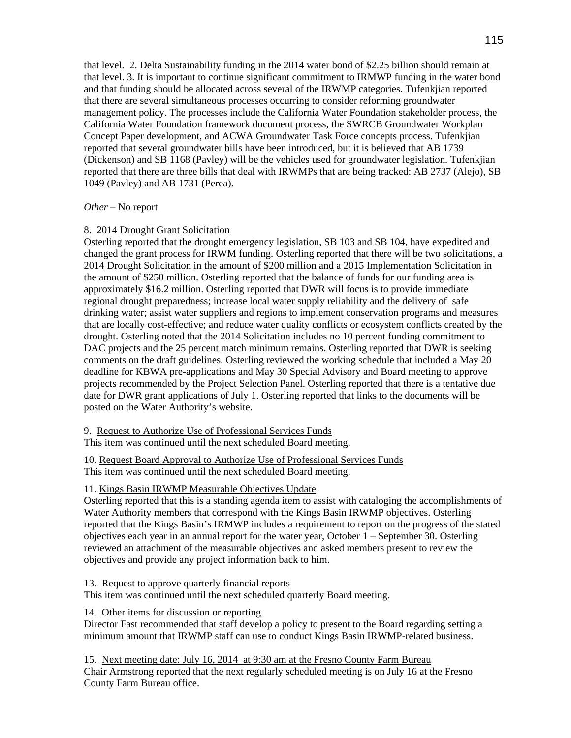that level. 2. Delta Sustainability funding in the 2014 water bond of $2.25 billion should remain at that level. 3. It is important to continue significant commitment to IRMWP funding in the water bond and that funding should be allocated across several of the IRWMP categories. Tufenkjian reported that there are several simultaneous processes occurring to consider reforming groundwater management policy. The processes include the California Water Foundation stakeholder process, the California Water Foundation framework document process, the SWRCB Groundwater Workplan Concept Paper development, and ACWA Groundwater Task Force concepts process. Tufenkjian reported that several groundwater bills have been introduced, but it is believed that AB 1739 (Dickenson) and SB 1168 (Pavley) will be the vehicles used for groundwater legislation. Tufenkjian reported that there are three bills that deal with IRWMPs that are being tracked: AB 2737 (Alejo), SB 1049 (Pavley) and AB 1731 (Perea).

*Other* – No report

8. 2014 Drought Grant Solicitation

Osterling reported that the drought emergency legislation, SB 103 and SB 104, have expedited and changed the grant process for IRWM funding. Osterling reported that there will be two solicitations, a 2014 Drought Solicitation in the amount of $200 million and a 2015 Implementation Solicitation in the amount of $250 million. Osterling reported that the balance of funds for our funding area is approximately $16.2 million. Osterling reported that DWR will focus is to provide immediate regional drought preparedness; increase local water supply reliability and the delivery of safe drinking water; assist water suppliers and regions to implement conservation programs and measures that are locally cost-effective; and reduce water quality conflicts or ecosystem conflicts created by the drought. Osterling noted that the 2014 Solicitation includes no 10 percent funding commitment to DAC projects and the 25 percent match minimum remains. Osterling reported that DWR is seeking comments on the draft guidelines. Osterling reviewed the working schedule that included a May 20 deadline for KBWA pre-applications and May 30 Special Advisory and Board meeting to approve projects recommended by the Project Selection Panel. Osterling reported that there is a tentative due date for DWR grant applications of July 1. Osterling reported that links to the documents will be posted on the Water Authority's website.

9. Request to Authorize Use of Professional Services Funds

This item was continued until the next scheduled Board meeting.

10. Request Board Approval to Authorize Use of Professional Services Funds

This item was continued until the next scheduled Board meeting.

11. Kings Basin IRWMP Measurable Objectives Update

Osterling reported that this is a standing agenda item to assist with cataloging the accomplishments of Water Authority members that correspond with the Kings Basin IRWMP objectives. Osterling reported that the Kings Basin's IRMWP includes a requirement to report on the progress of the stated objectives each year in an annual report for the water year, October 1 – September 30. Osterling reviewed an attachment of the measurable objectives and asked members present to review the objectives and provide any project information back to him.

13. Request to approve quarterly financial reports

This item was continued until the next scheduled quarterly Board meeting.

14. Other items for discussion or reporting

Director Fast recommended that staff develop a policy to present to the Board regarding setting a minimum amount that IRWMP staff can use to conduct Kings Basin IRWMP-related business.

15. Next meeting date: July 16, 2014 at 9:30 am at the Fresno County Farm Bureau

Chair Armstrong reported that the next regularly scheduled meeting is on July 16 at the Fresno County Farm Bureau office.